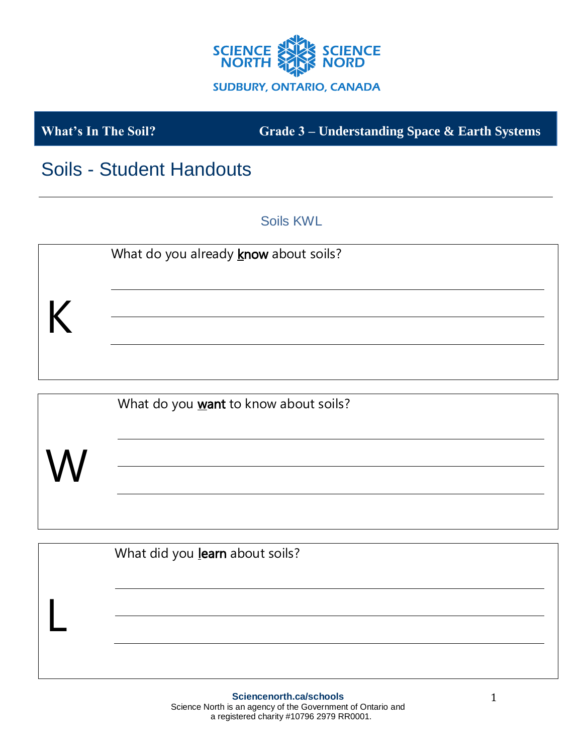SCIENCE NORTH SCIENCE NORD
SUDBURY, ONTARIO, CANADA

**What's In The Soil?** **Grade 3 – Understanding Space & Earth Systems**

# Soils - Student Handouts

## Soils KWL

**K**

What do you already <u>k</u>now about soils?

\_\_\_\_\_\_\_\_\_\_\_\_\_\_\_\_\_\_\_\_\_\_\_\_\_\_\_\_\_\_\_\_\_\_\_\_\_\_\_\_

\_\_\_\_\_\_\_\_\_\_\_\_\_\_\_\_\_\_\_\_\_\_\_\_\_\_\_\_\_\_\_\_\_\_\_\_\_\_\_\_

\_\_\_\_\_\_\_\_\_\_\_\_\_\_\_\_\_\_\_\_\_\_\_\_\_\_\_\_\_\_\_\_\_\_\_\_\_\_\_\_

**W**

What do you <u>w</u>ant to know about soils?

\_\_\_\_\_\_\_\_\_\_\_\_\_\_\_\_\_\_\_\_\_\_\_\_\_\_\_\_\_\_\_\_\_\_\_\_\_\_\_\_

\_\_\_\_\_\_\_\_\_\_\_\_\_\_\_\_\_\_\_\_\_\_\_\_\_\_\_\_\_\_\_\_\_\_\_\_\_\_\_\_

\_\_\_\_\_\_\_\_\_\_\_\_\_\_\_\_\_\_\_\_\_\_\_\_\_\_\_\_\_\_\_\_\_\_\_\_\_\_\_\_

**L**

What did you <u>l</u>earn about soils?

\_\_\_\_\_\_\_\_\_\_\_\_\_\_\_\_\_\_\_\_\_\_\_\_\_\_\_\_\_\_\_\_\_\_\_\_\_\_\_\_

\_\_\_\_\_\_\_\_\_\_\_\_\_\_\_\_\_\_\_\_\_\_\_\_\_\_\_\_\_\_\_\_\_\_\_\_\_\_\_\_

\_\_\_\_\_\_\_\_\_\_\_\_\_\_\_\_\_\_\_\_\_\_\_\_\_\_\_\_\_\_\_\_\_\_\_\_\_\_\_\_

**Sciencenorth.ca/schools**
Science North is an agency of the Government of Ontario and a registered charity #10796 2979 RR0001.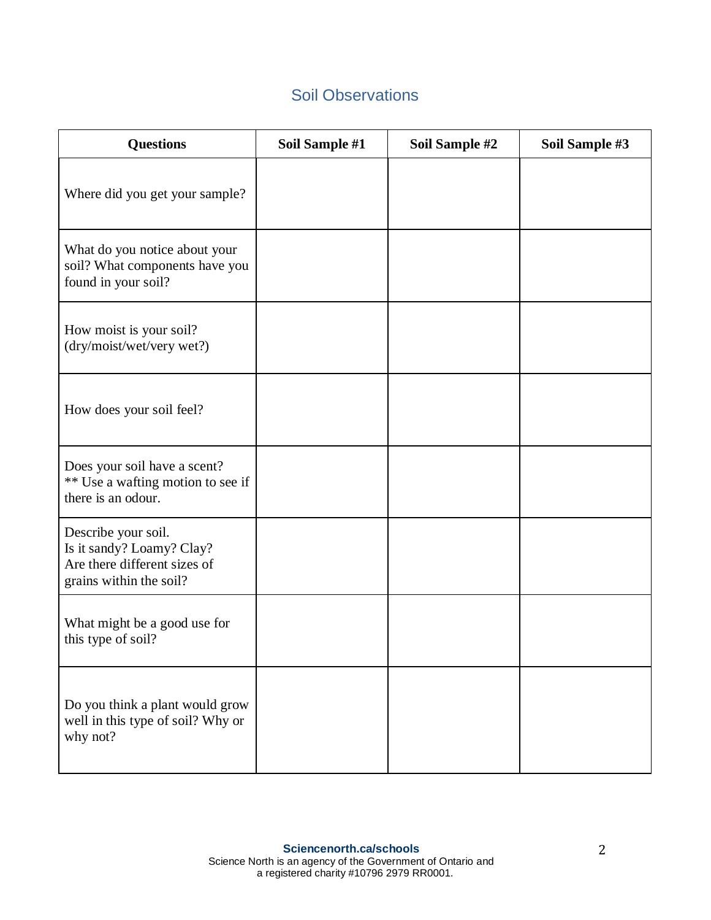## Soil Observations

| Questions | Soil Sample #1 | Soil Sample #2 | Soil Sample #3 |
|---|---|---|---|
| Where did you get your sample? | | | |
| What do you notice about your soil? What components have you found in your soil? | | | |
| How moist is your soil? (dry/moist/wet/very wet?) | | | |
| How does your soil feel? | | | |
| Does your soil have a scent? ** Use a wafting motion to see if there is an odour. | | | |
| Describe your soil. Is it sandy? Loamy? Clay? Are there different sizes of grains within the soil? | | | |
| What might be a good use for this type of soil? | | | |
| Do you think a plant would grow well in this type of soil? Why or why not? | | | |

**Sciencenorth.ca/schools**
Science North is an agency of the Government of Ontario and a registered charity #10796 2979 RR0001.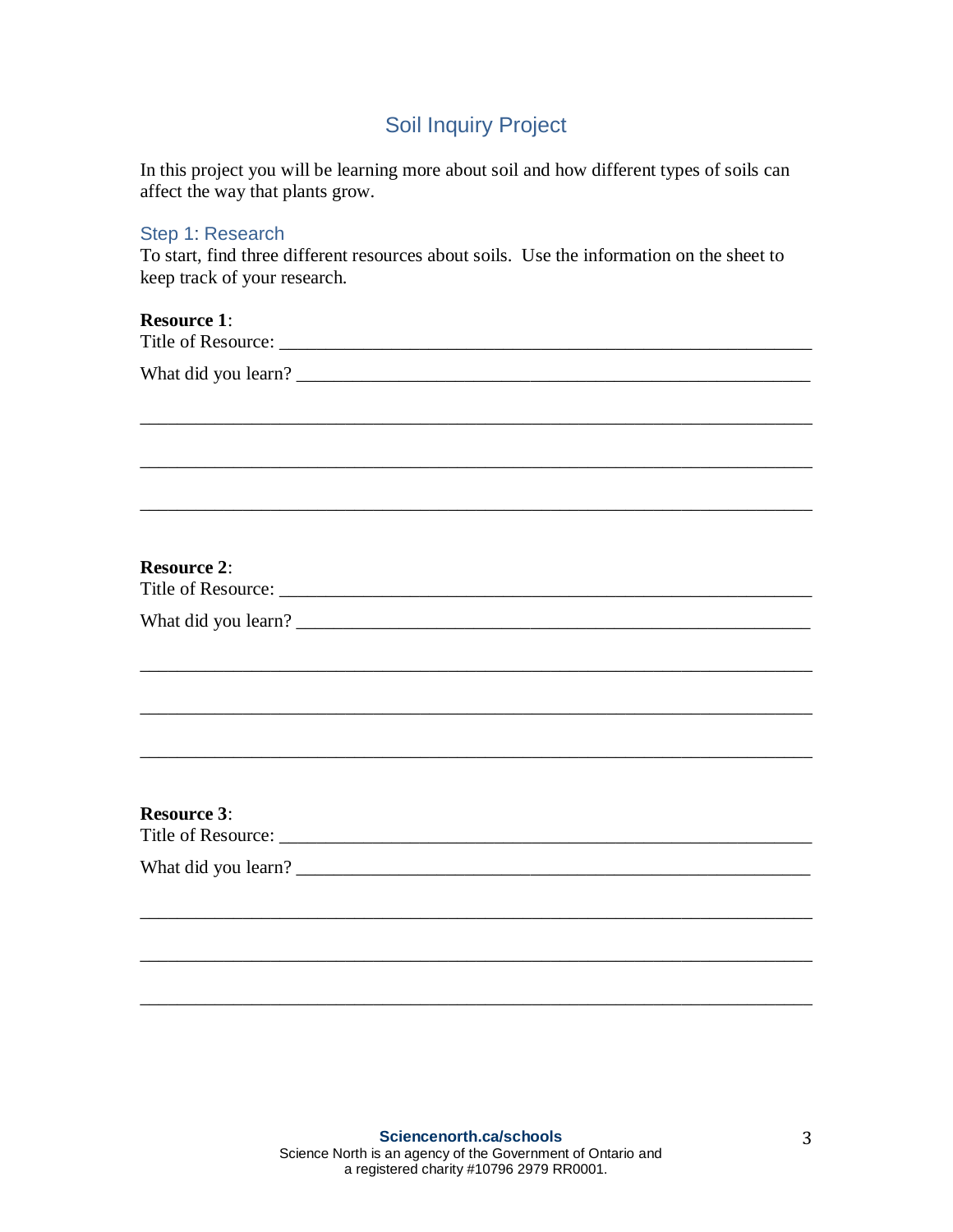# Soil Inquiry Project

In this project you will be learning more about soil and how different types of soils can affect the way that plants grow.

## Step 1: Research

To start, find three different resources about soils. Use the information on the sheet to keep track of your research.

**Resource 1**:

Title of Resource: ____________________________________________________________

What did you learn? __________________________________________________________

______________________________________________________________________________

______________________________________________________________________________

______________________________________________________________________________

**Resource 2**:

Title of Resource: ____________________________________________________________

What did you learn? __________________________________________________________

______________________________________________________________________________

______________________________________________________________________________

______________________________________________________________________________

**Resource 3**:

Title of Resource: ____________________________________________________________

What did you learn? __________________________________________________________

______________________________________________________________________________

______________________________________________________________________________

______________________________________________________________________________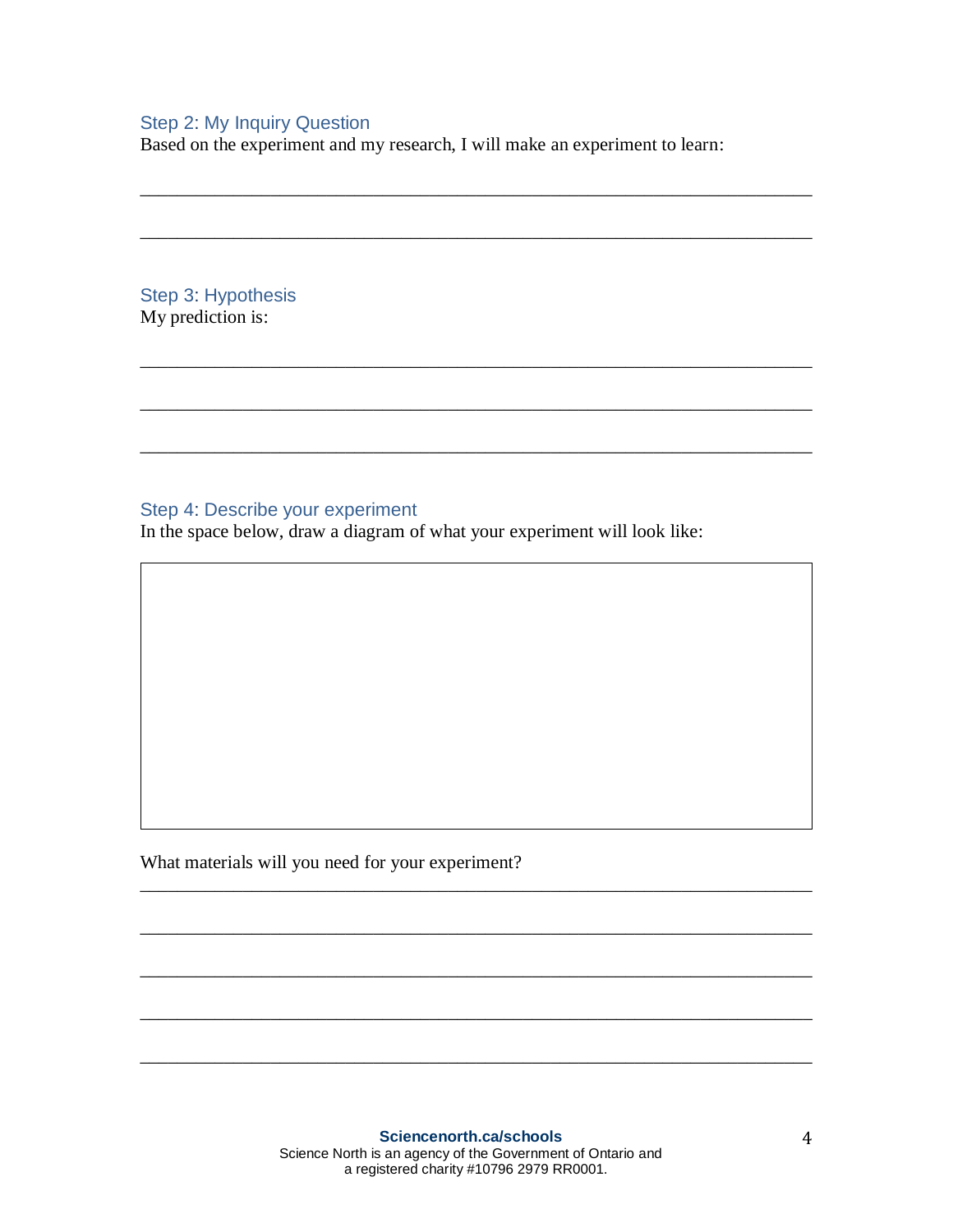## Step 2: My Inquiry Question

Based on the experiment and my research, I will make an experiment to learn:

______________________________________________________________________

______________________________________________________________________

## Step 3: Hypothesis

My prediction is:

______________________________________________________________________

______________________________________________________________________

______________________________________________________________________

## Step 4: Describe your experiment

In the space below, draw a diagram of what your experiment will look like:

| |
|---|
| |

What materials will you need for your experiment?

______________________________________________________________________

______________________________________________________________________

______________________________________________________________________

______________________________________________________________________

______________________________________________________________________

**Sciencenorth.ca/schools**
Science North is an agency of the Government of Ontario and a registered charity #10796 2979 RR0001.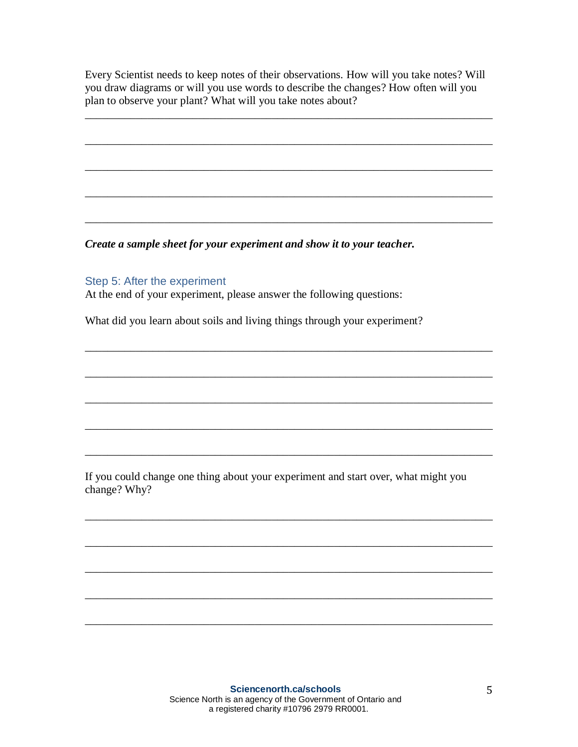Every Scientist needs to keep notes of their observations. How will you take notes? Will you draw diagrams or will you use words to describe the changes? How often will you plan to observe your plant? What will you take notes about?

______________________________________________________________________

______________________________________________________________________

______________________________________________________________________

______________________________________________________________________

______________________________________________________________________

***Create a sample sheet for your experiment and show it to your teacher.***

### Step 5: After the experiment

At the end of your experiment, please answer the following questions:

What did you learn about soils and living things through your experiment?

______________________________________________________________________

______________________________________________________________________

______________________________________________________________________

______________________________________________________________________

______________________________________________________________________

If you could change one thing about your experiment and start over, what might you change? Why?

______________________________________________________________________

______________________________________________________________________

______________________________________________________________________

______________________________________________________________________

______________________________________________________________________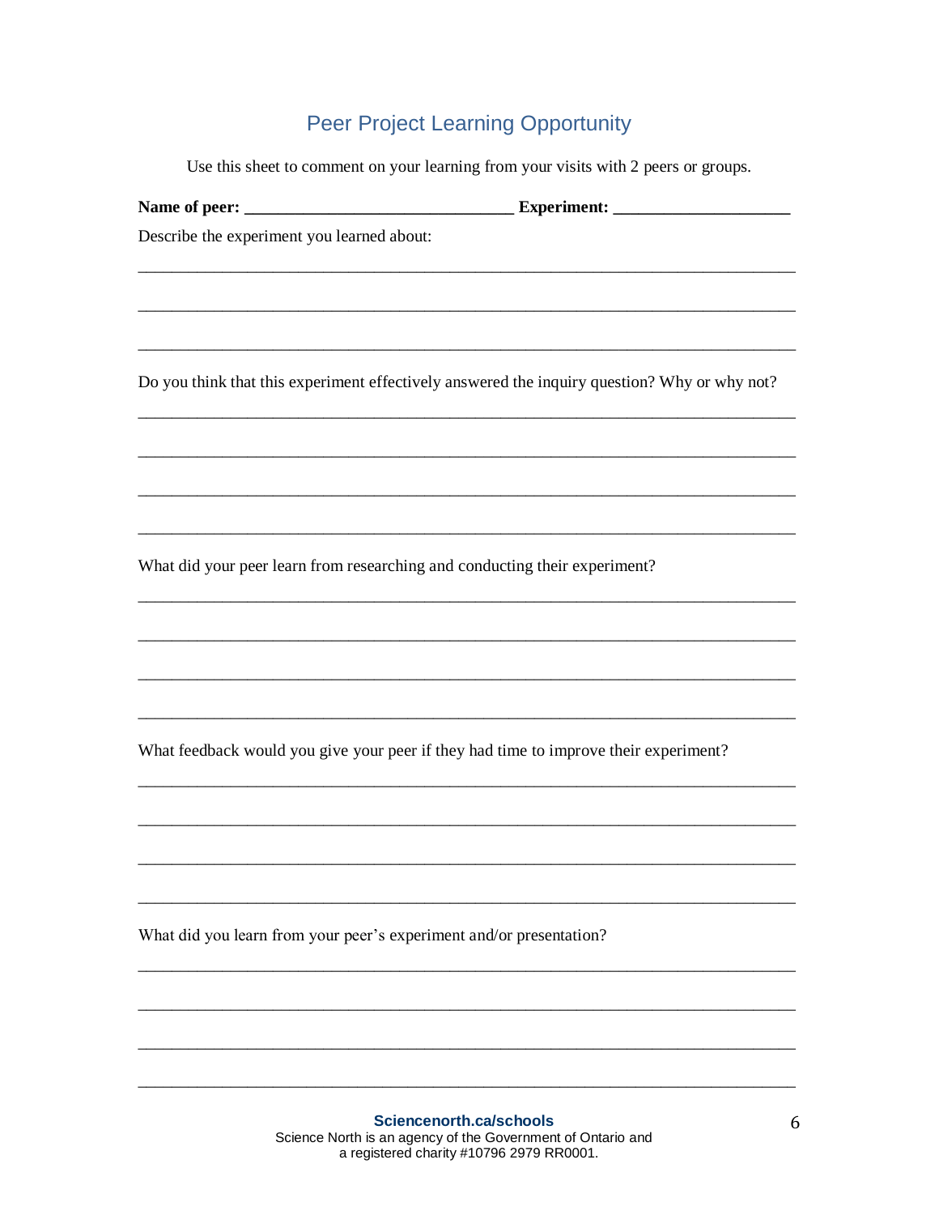# Peer Project Learning Opportunity

Use this sheet to comment on your learning from your visits with 2 peers or groups.

**Name of peer: _______________________________ Experiment: ____________________**

Describe the experiment you learned about:

___________________________________________________________________________

___________________________________________________________________________

___________________________________________________________________________

Do you think that this experiment effectively answered the inquiry question? Why or why not?

___________________________________________________________________________

___________________________________________________________________________

___________________________________________________________________________

___________________________________________________________________________

What did your peer learn from researching and conducting their experiment?

___________________________________________________________________________

___________________________________________________________________________

___________________________________________________________________________

___________________________________________________________________________

What feedback would you give your peer if they had time to improve their experiment?

___________________________________________________________________________

___________________________________________________________________________

___________________________________________________________________________

___________________________________________________________________________

What did you learn from your peer's experiment and/or presentation?

___________________________________________________________________________

___________________________________________________________________________

___________________________________________________________________________

___________________________________________________________________________

**Sciencenorth.ca/schools**
Science North is an agency of the Government of Ontario and a registered charity #10796 2979 RR0001.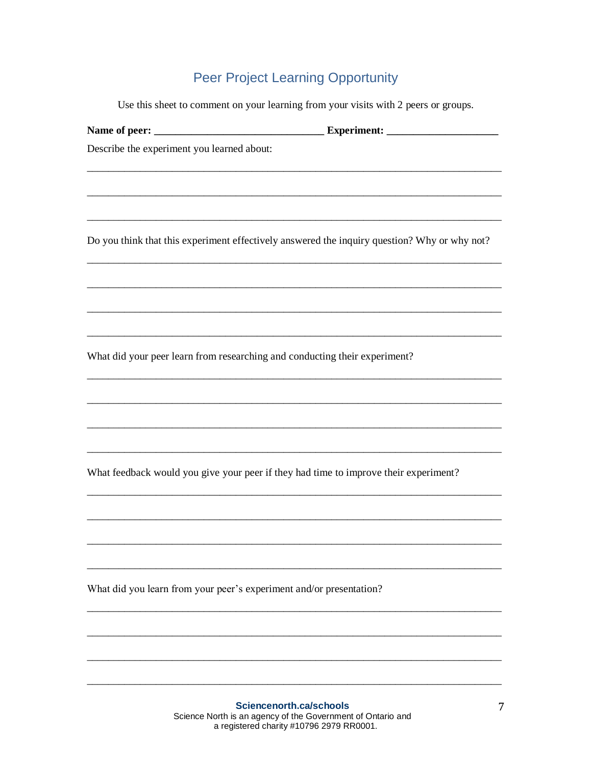## Peer Project Learning Opportunity

Use this sheet to comment on your learning from your visits with 2 peers or groups.

**Name of peer: _______________________________ Experiment: ____________________**

Describe the experiment you learned about:

___________________________________________________________________________

___________________________________________________________________________

___________________________________________________________________________

Do you think that this experiment effectively answered the inquiry question? Why or why not?

___________________________________________________________________________

___________________________________________________________________________

___________________________________________________________________________

___________________________________________________________________________

What did your peer learn from researching and conducting their experiment?

___________________________________________________________________________

___________________________________________________________________________

___________________________________________________________________________

___________________________________________________________________________

What feedback would you give your peer if they had time to improve their experiment?

___________________________________________________________________________

___________________________________________________________________________

___________________________________________________________________________

___________________________________________________________________________

What did you learn from your peer's experiment and/or presentation?

___________________________________________________________________________

___________________________________________________________________________

___________________________________________________________________________

___________________________________________________________________________

**Sciencenorth.ca/schools**
Science North is an agency of the Government of Ontario and a registered charity #10796 2979 RR0001.